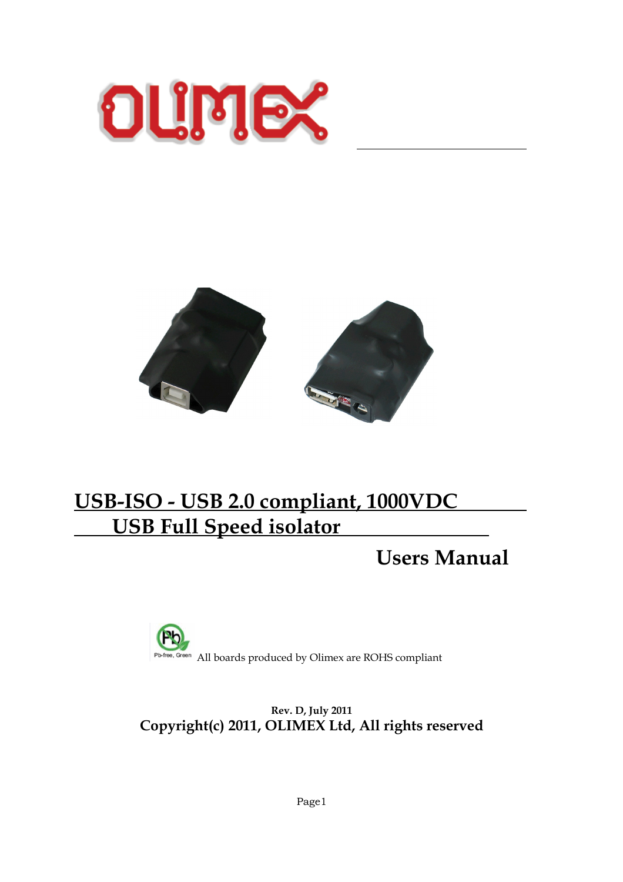# USB-ISO - USB 2.0 compliant, 1000VDC USB Full Speed isolator

## Users Manual

All boards produced by Olimex are ROHS compliant

**Rev. D, July 2011**

**Copyright(c) 2011, OLIMEX Ltd, All rights reserved**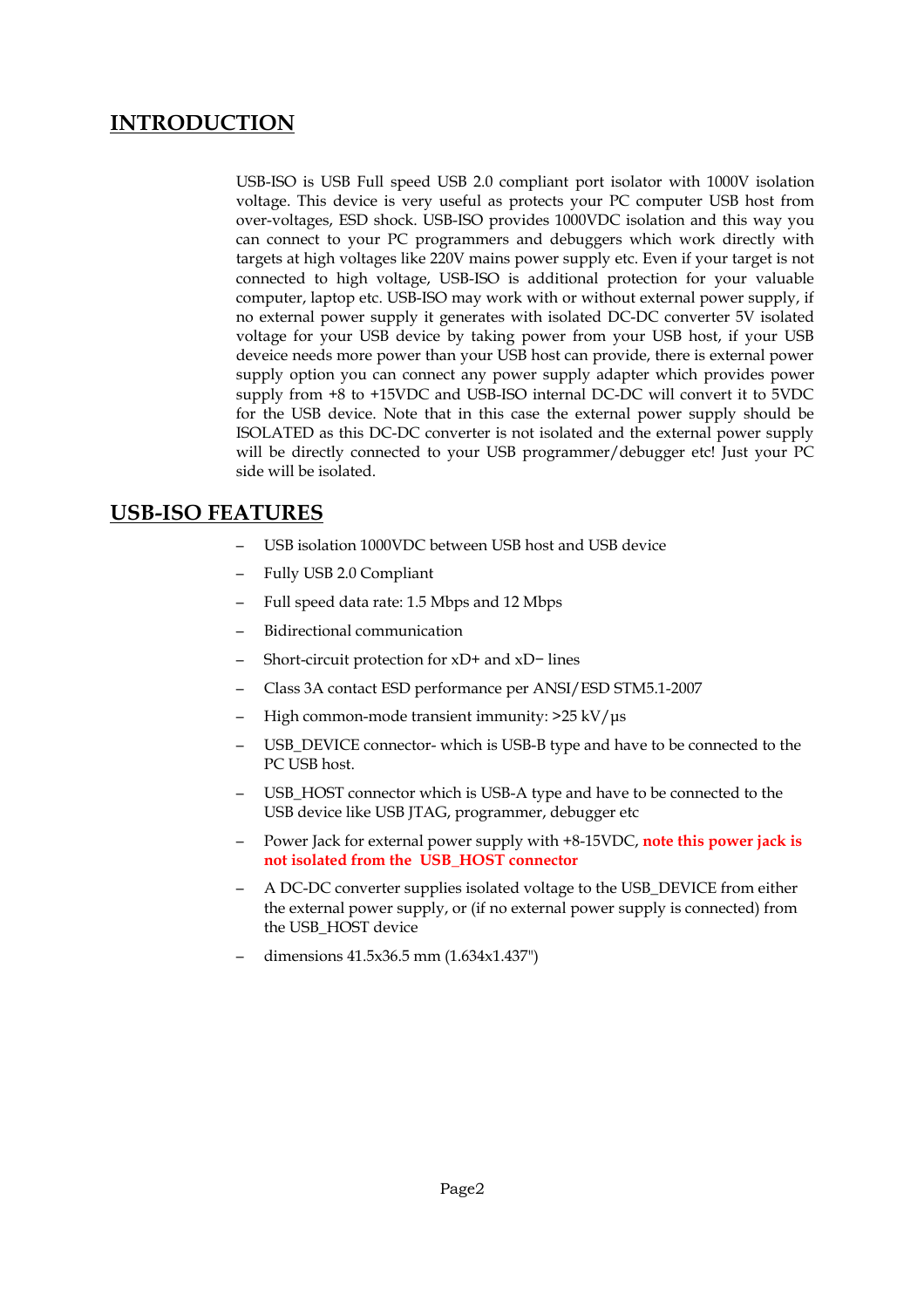## INTRODUCTION

USB-ISO is USB Full speed USB 2.0 compliant port isolator with 1000V isolation voltage. This device is very useful as protects your PC computer USB host from over-voltages, ESD shock. USB-ISO provides 1000VDC isolation and this way you can connect to your PC programmers and debuggers which work directly with targets at high voltages like 220V mains power supply etc. Even if your target is not connected to high voltage, USB-ISO is additional protection for your valuable computer, laptop etc. USB-ISO may work with or without external power supply, if no external power supply it generates with isolated DC-DC converter 5V isolated voltage for your USB device by taking power from your USB host, if your USB deveice needs more power than your USB host can provide, there is external power supply option you can connect any power supply adapter which provides power supply from +8 to +15VDC and USB-ISO internal DC-DC will convert it to 5VDC for the USB device. Note that in this case the external power supply should be ISOLATED as this DC-DC converter is not isolated and the external power supply will be directly connected to your USB programmer/debugger etc! Just your PC side will be isolated.

## USB-ISO FEATURES

- USB isolation 1000VDC between USB host and USB device
- Fully USB 2.0 Compliant
- Full speed data rate: 1.5 Mbps and 12 Mbps
- Bidirectional communication
- Short-circuit protection for xD+ and xD− lines
- Class 3A contact ESD performance per ANSI/ESD STM5.1-2007
- High common-mode transient immunity: >25 kV/µs
- USB_DEVICE connector- which is USB-B type and have to be connected to the PC USB host.
- USB_HOST connector which is USB-A type and have to be connected to the USB device like USB JTAG, programmer, debugger etc
- Power Jack for external power supply with +8-15VDC, **note this power jack is not isolated from the USB_HOST connector**
- A DC-DC converter supplies isolated voltage to the USB_DEVICE from either the external power supply, or (if no external power supply is connected) from the USB_HOST device
- dimensions 41.5x36.5 mm (1.634x1.437")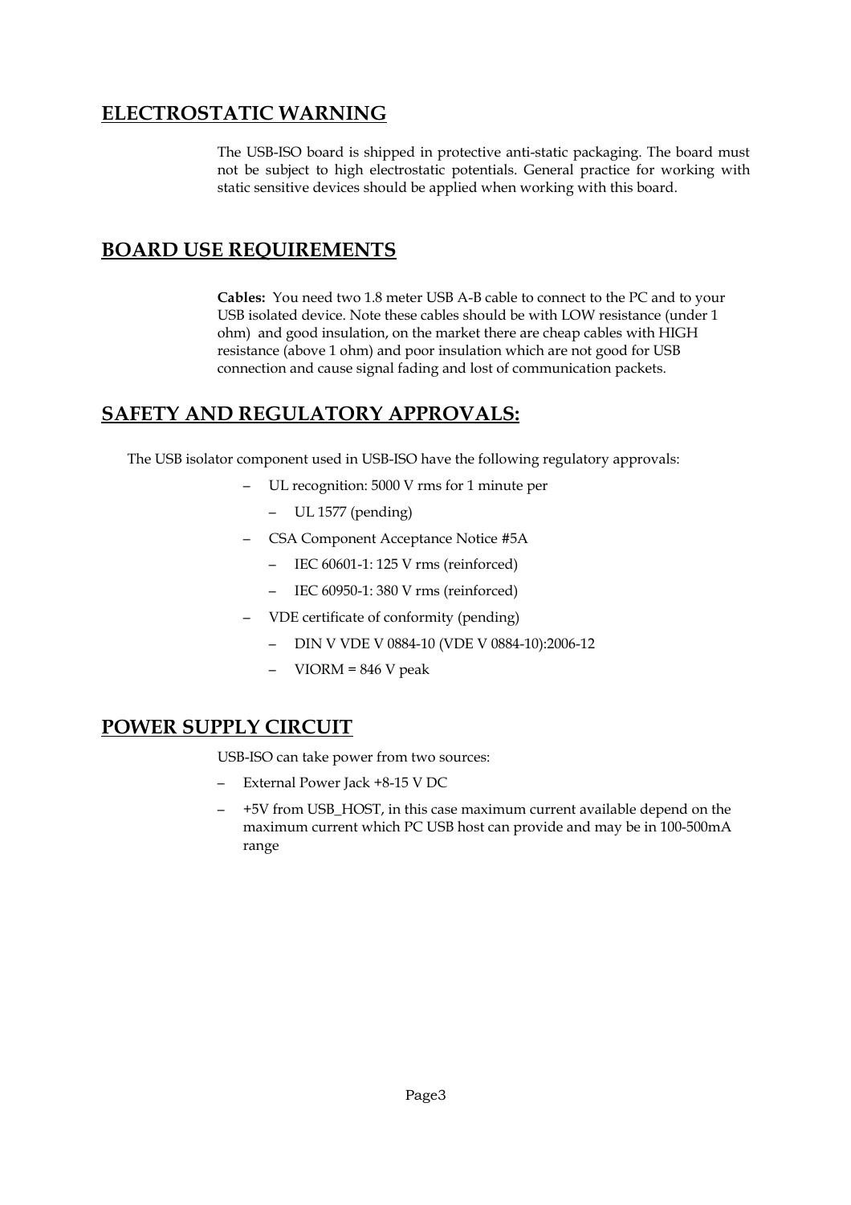## ELECTROSTATIC WARNING

The USB-ISO board is shipped in protective anti-static packaging. The board must not be subject to high electrostatic potentials. General practice for working with static sensitive devices should be applied when working with this board.

## BOARD USE REQUIREMENTS

**Cables:** You need two 1.8 meter USB A-B cable to connect to the PC and to your USB isolated device. Note these cables should be with LOW resistance (under 1 ohm) and good insulation, on the market there are cheap cables with HIGH resistance (above 1 ohm) and poor insulation which are not good for USB connection and cause signal fading and lost of communication packets.

## SAFETY AND REGULATORY APPROVALS:

The USB isolator component used in USB-ISO have the following regulatory approvals:

- UL recognition: 5000 V rms for 1 minute per
  - UL 1577 (pending)
- CSA Component Acceptance Notice #5A
  - IEC 60601-1: 125 V rms (reinforced)
  - IEC 60950-1: 380 V rms (reinforced)
- VDE certificate of conformity (pending)
  - DIN V VDE V 0884-10 (VDE V 0884-10):2006-12
  - VIORM = 846 V peak

## POWER SUPPLY CIRCUIT

USB-ISO can take power from two sources:

- External Power Jack +8-15 V DC
- +5V from USB_HOST, in this case maximum current available depend on the maximum current which PC USB host can provide and may be in 100-500mA range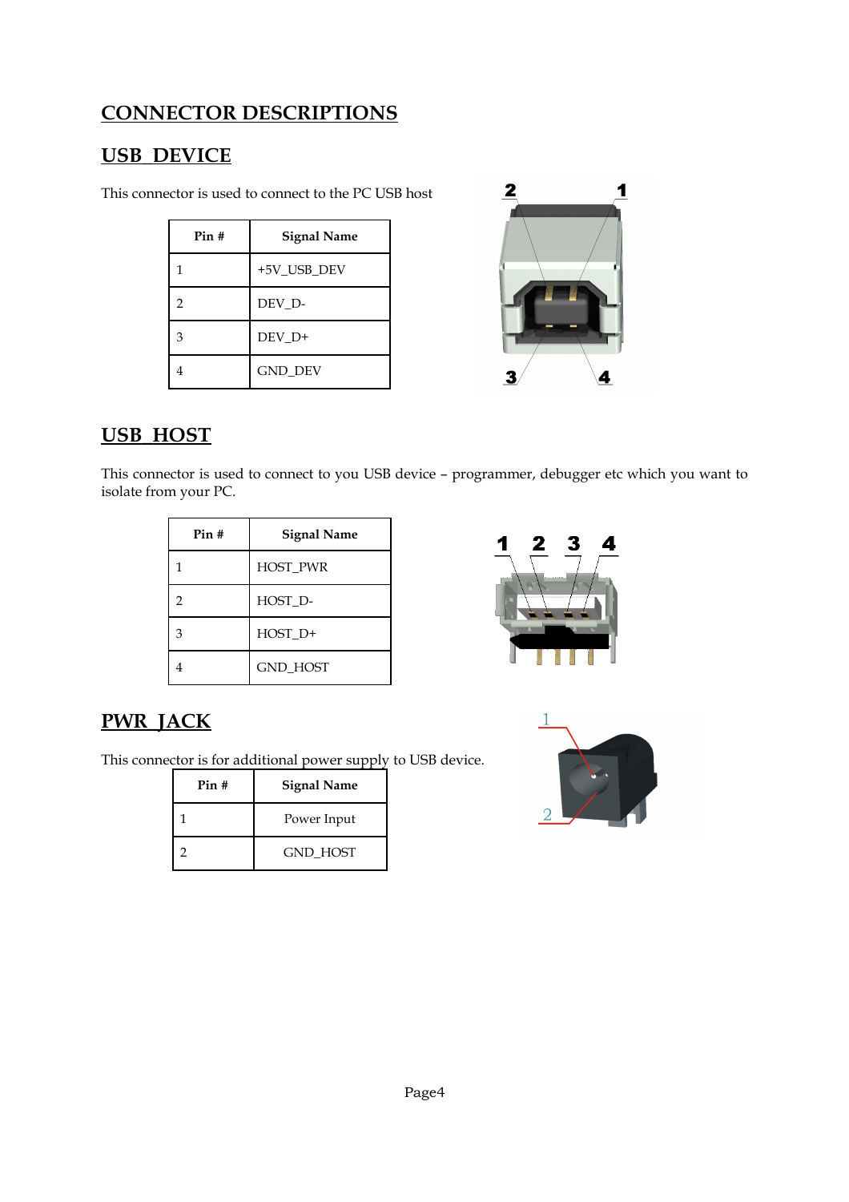# CONNECTOR DESCRIPTIONS

## USB DEVICE

This connector is used to connect to the PC USB host

| Pin # | Signal Name |
|---|---|
| 1 | +5V_USB_DEV |
| 2 | DEV_D- |
| 3 | DEV_D+ |
| 4 | GND_DEV |

## USB HOST

This connector is used to connect to you USB device – programmer, debugger etc which you want to isolate from your PC.

| Pin # | Signal Name |
|---|---|
| 1 | HOST_PWR |
| 2 | HOST_D- |
| 3 | HOST_D+ |
| 4 | GND_HOST |

## PWR JACK

This connector is for additional power supply to USB device.

| Pin # | Signal Name |
|---|---|
| 1 | Power Input |
| 2 | GND_HOST |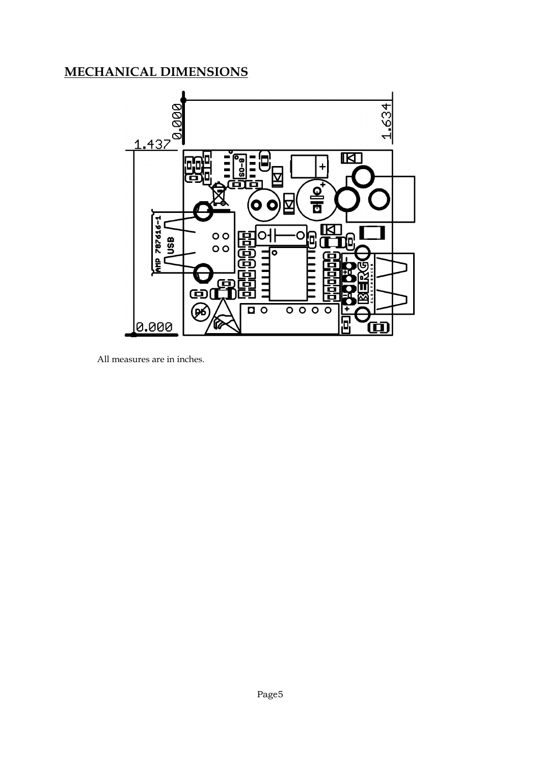## MECHANICAL DIMENSIONS

All measures are in inches.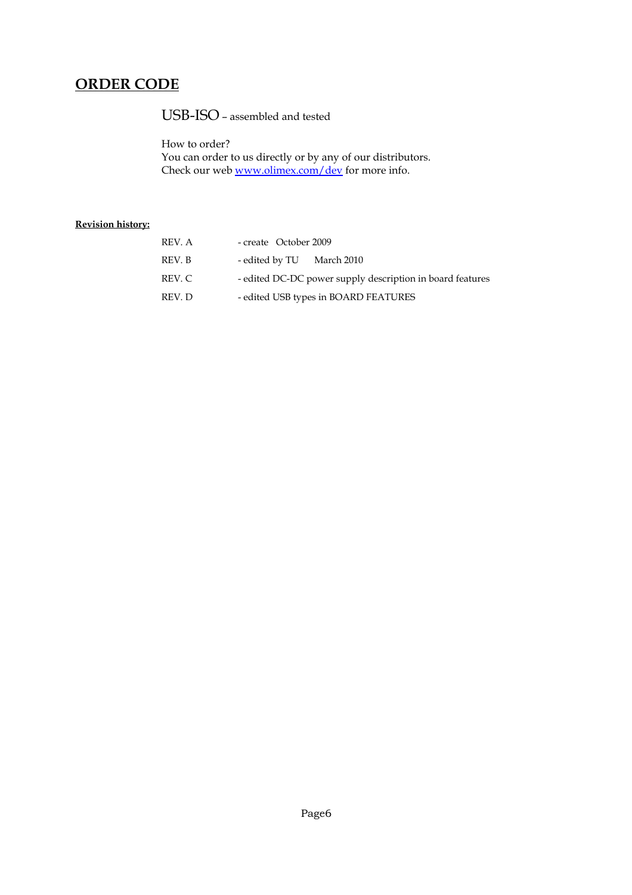# ORDER CODE

USB-ISO – assembled and tested

How to order?
You can order to us directly or by any of our distributors.
Check our web [www.olimex.com/dev](http://www.olimex.com/dev) for more info.

**Revision history:**

| | |
|---|---|
| REV. A | - create October 2009 |
| REV. B | - edited by TU March 2010 |
| REV. C | - edited DC-DC power supply description in board features |
| REV. D | - edited USB types in BOARD FEATURES |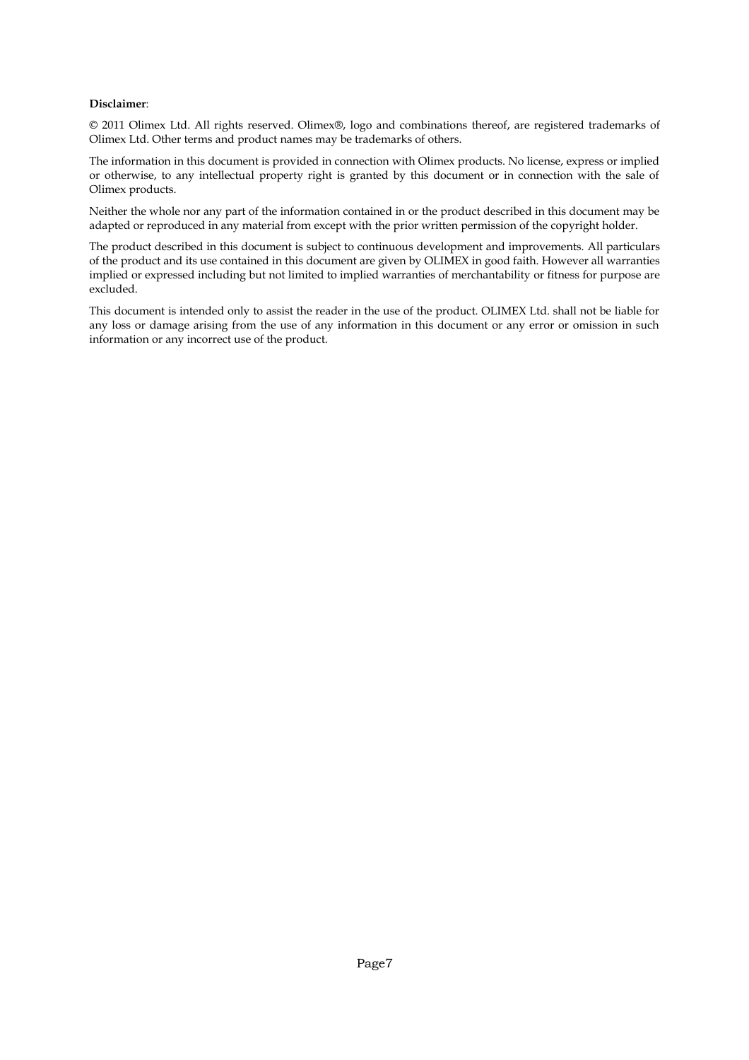**Disclaimer**:

© 2011 Olimex Ltd. All rights reserved. Olimex®, logo and combinations thereof, are registered trademarks of Olimex Ltd. Other terms and product names may be trademarks of others.

The information in this document is provided in connection with Olimex products. No license, express or implied or otherwise, to any intellectual property right is granted by this document or in connection with the sale of Olimex products.

Neither the whole nor any part of the information contained in or the product described in this document may be adapted or reproduced in any material from except with the prior written permission of the copyright holder.

The product described in this document is subject to continuous development and improvements. All particulars of the product and its use contained in this document are given by OLIMEX in good faith. However all warranties implied or expressed including but not limited to implied warranties of merchantability or fitness for purpose are excluded.

This document is intended only to assist the reader in the use of the product. OLIMEX Ltd. shall not be liable for any loss or damage arising from the use of any information in this document or any error or omission in such information or any incorrect use of the product.